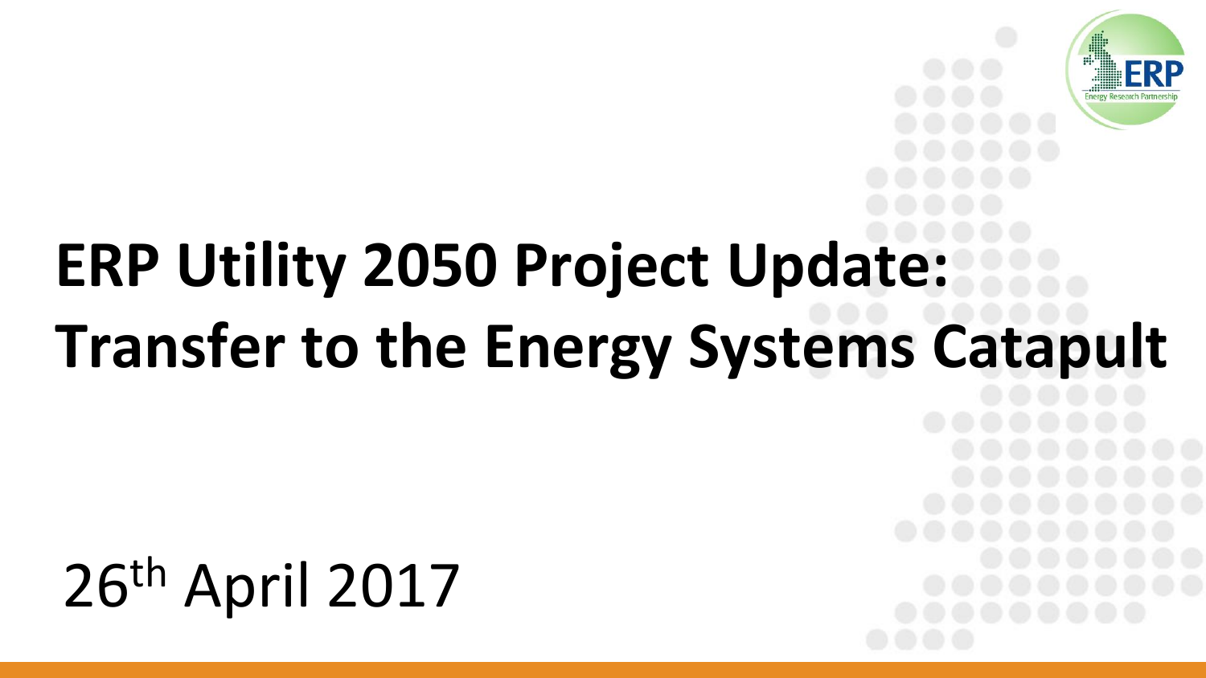# ERP Utility 2050 Project Update: Transfer to the Energy Systems Catapult

26th April 2017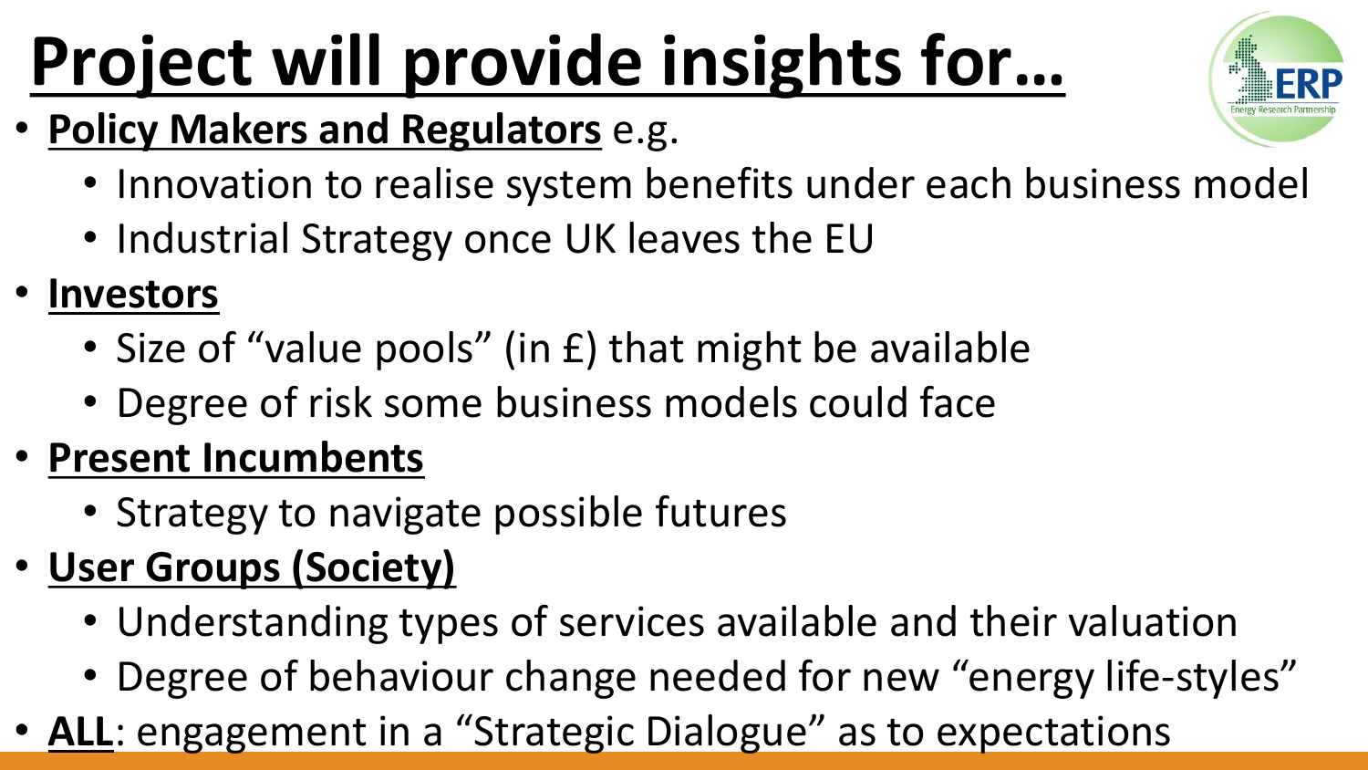# Project will provide insights for…

- **Policy Makers and Regulators** e.g.
  - Innovation to realise system benefits under each business model
  - Industrial Strategy once UK leaves the EU
- **Investors**
  - Size of "value pools" (in £) that might be available
  - Degree of risk some business models could face
- **Present Incumbents**
  - Strategy to navigate possible futures
- **User Groups (Society)**
  - Understanding types of services available and their valuation
  - Degree of behaviour change needed for new "energy life-styles"
- **ALL**: engagement in a "Strategic Dialogue" as to expectations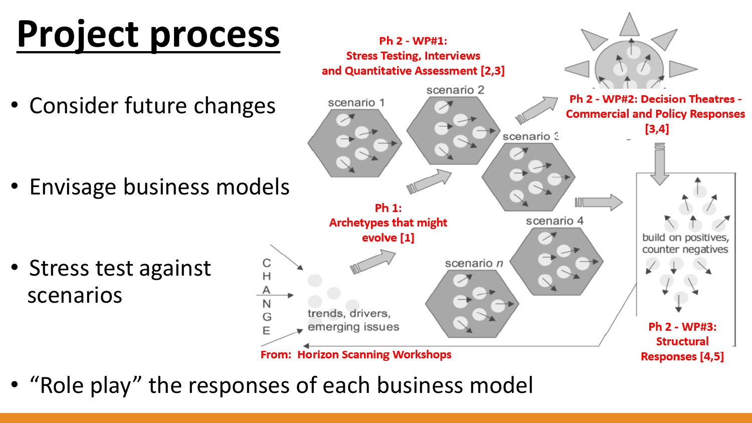# Project process

- Consider future changes
- Envisage business models
- Stress test against scenarios
- "Role play" the responses of each business model

Ph 2 - WP#1: Stress Testing, Interviews and Quantitative Assessment [2,3]

Ph 2 - WP#2: Decision Theatres - Commercial and Policy Responses [3,4]

Ph 1: Archetypes that might evolve [1]

Ph 2 - WP#3: Structural Responses [4,5]

scenario 1

scenario 2

scenario 3

scenario 4

scenario *n*

CHANGE

trends, drivers, emerging issues

build on positives, counter negatives

From: Horizon Scanning Workshops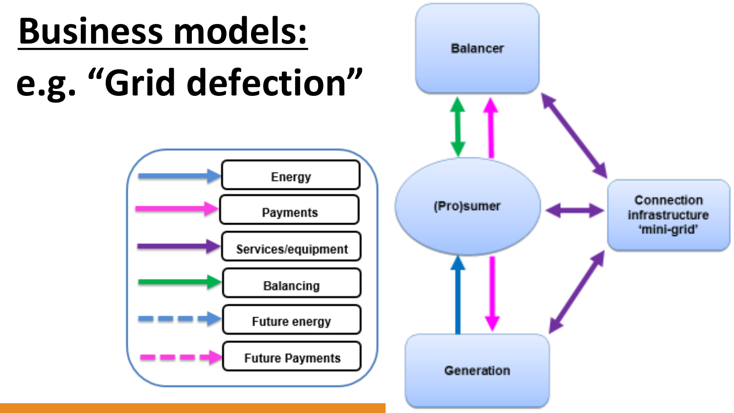# Business models:

# e.g. "Grid defection"

Energy

Payments

Services/equipment

Balancing

Future energy

Future Payments

Balancer

(Pro)sumer

Connection infrastructure 'mini-grid'

Generation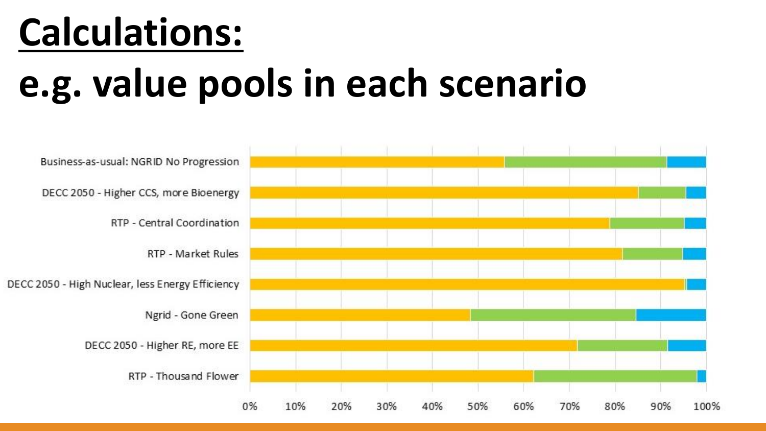# Calculations:

# e.g. value pools in each scenario

Business-as-usual: NGRID No Progression

DECC 2050 - Higher CCS, more Bioenergy

RTP - Central Coordination

RTP - Market Rules

DECC 2050 - High Nuclear, less Energy Efficiency

Ngrid - Gone Green

DECC 2050 - Higher RE, more EE

RTP - Thousand Flower

0% 10% 20% 30% 40% 50% 60% 70% 80% 90% 100%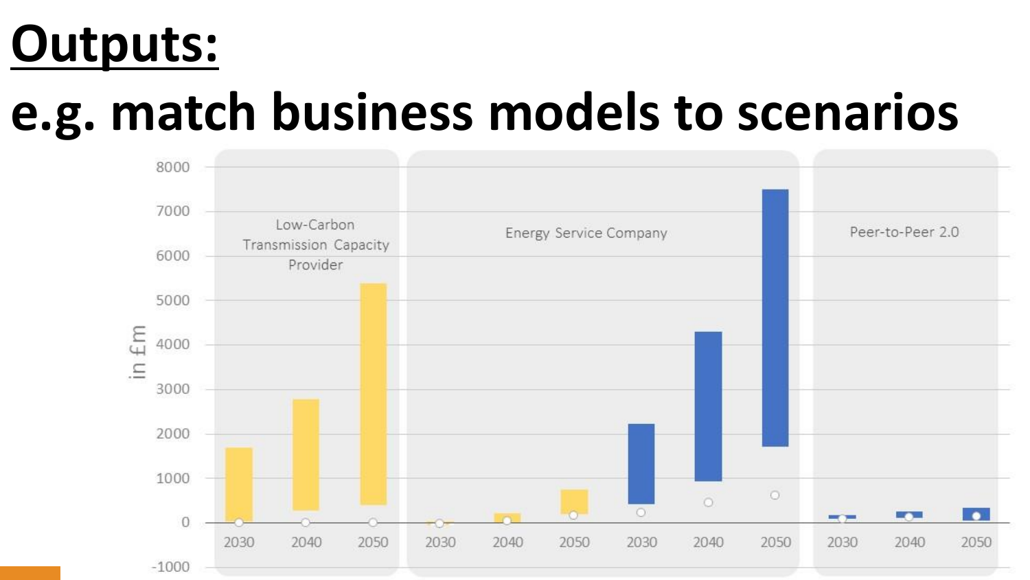# Outputs:

# e.g. match business models to scenarios

Low-Carbon Transmission Capacity Provider

Energy Service Company

Peer-to-Peer 2.0

in £m

8000
7000
6000
5000
4000
3000
2000
1000
0
-1000

2030 2040 2050 2030 2040 2050 2030 2040 2050 2030 2040 2050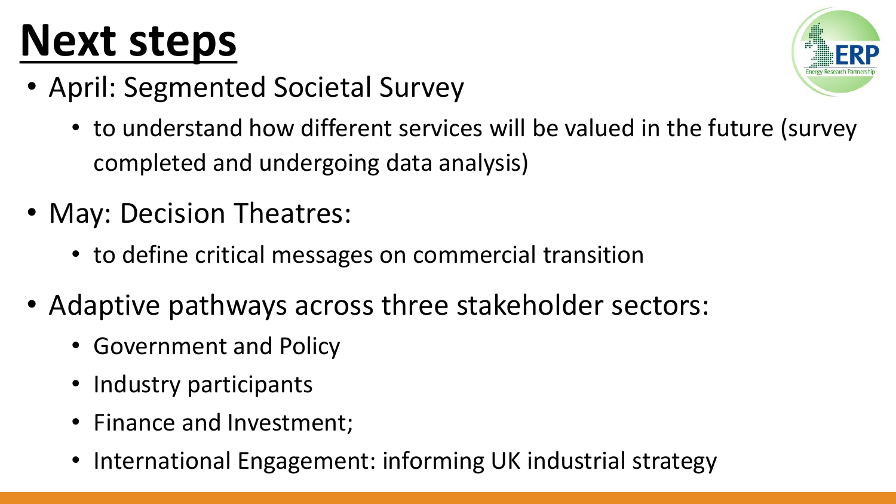# Next steps

- April: Segmented Societal Survey
  - to understand how different services will be valued in the future (survey completed and undergoing data analysis)
- May: Decision Theatres:
  - to define critical messages on commercial transition
- Adaptive pathways across three stakeholder sectors:
  - Government and Policy
  - Industry participants
  - Finance and Investment;
  - International Engagement: informing UK industrial strategy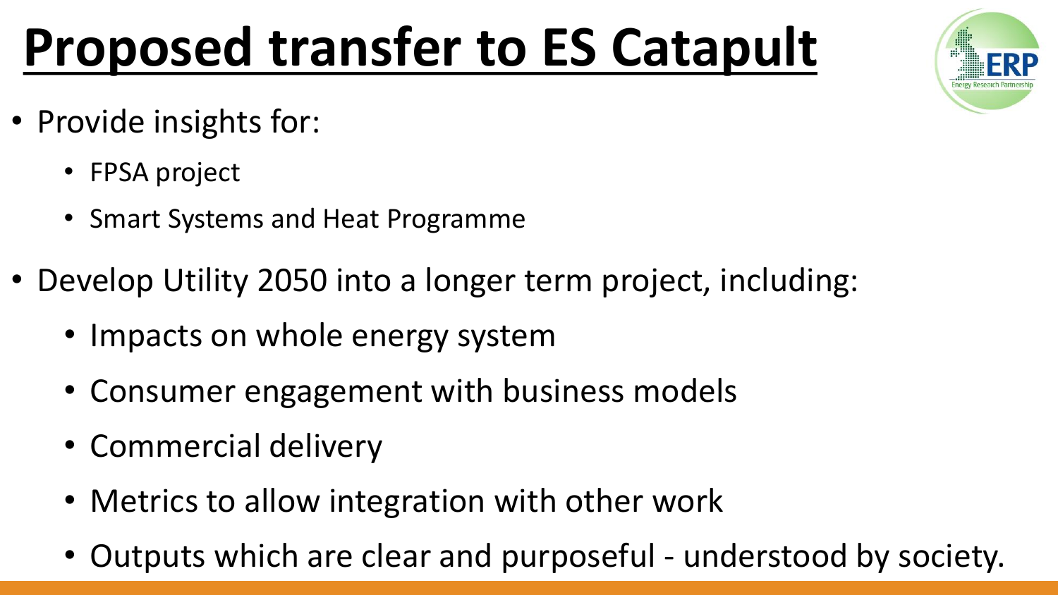# Proposed transfer to ES Catapult

- Provide insights for:
  - FPSA project
  - Smart Systems and Heat Programme
- Develop Utility 2050 into a longer term project, including:
  - Impacts on whole energy system
  - Consumer engagement with business models
  - Commercial delivery
  - Metrics to allow integration with other work
  - Outputs which are clear and purposeful - understood by society.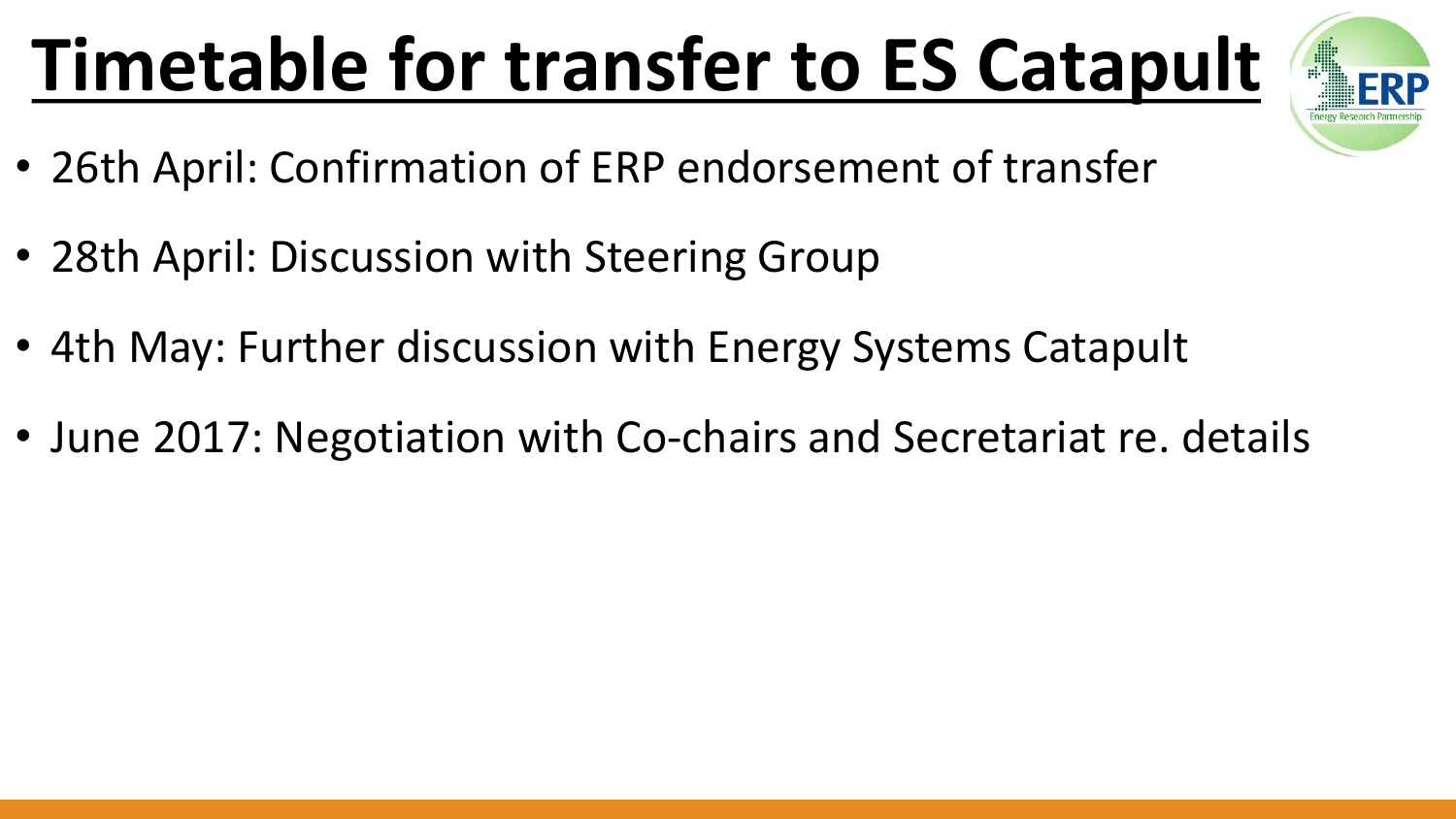# Timetable for transfer to ES Catapult

- 26th April: Confirmation of ERP endorsement of transfer
- 28th April: Discussion with Steering Group
- 4th May: Further discussion with Energy Systems Catapult
- June 2017: Negotiation with Co-chairs and Secretariat re. details